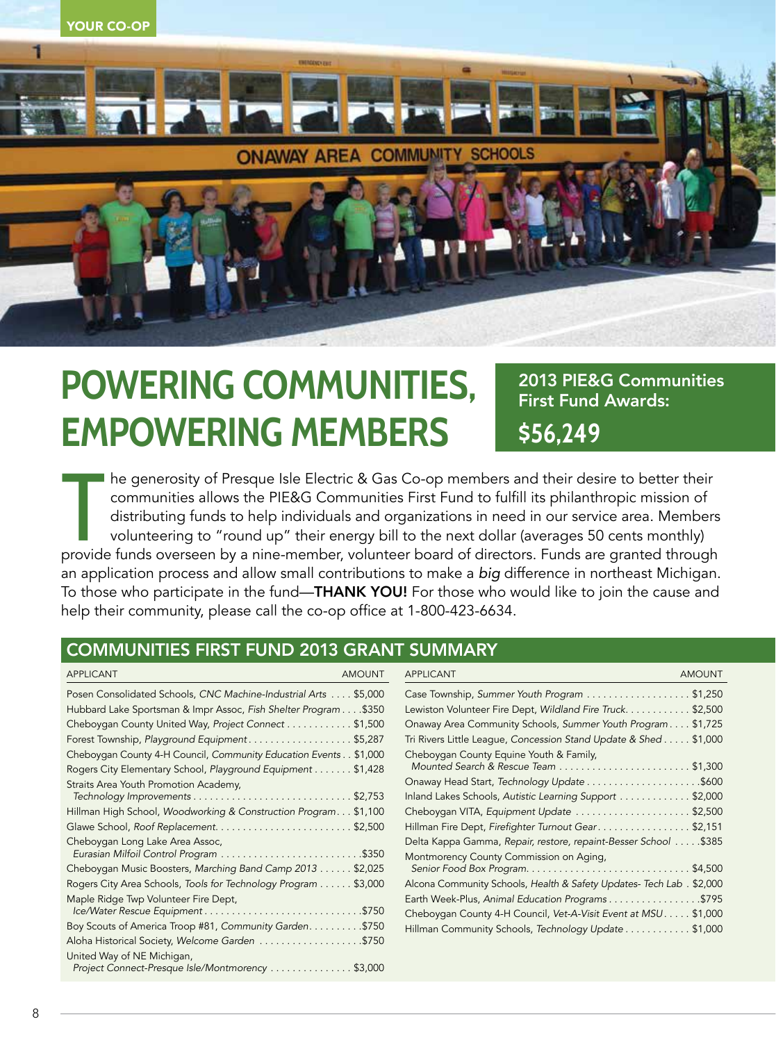YOUR CO-OP

# POWERING COMMUNITIES, EMPOWERING MEMBERS

**2013 PIE&G Communities First Fund Awards: $56,249**

The generosity of Presque Isle Electric & Gas Co-op members and their desire to better their communities allows the PIE&G Communities First Fund to fulfill its philanthropic mission of distributing funds to help individuals and organizations in need in our service area. Members volunteering to "round up" their energy bill to the next dollar (averages 50 cents monthly) provide funds overseen by a nine-member, volunteer board of directors. Funds are granted through an application process and allow small contributions to make a *big* difference in northeast Michigan. To those who participate in the fund—**THANK YOU!** For those who would like to join the cause and help their community, please call the co-op office at 1-800-423-6634.

## COMMUNITIES FIRST FUND 2013 GRANT SUMMARY

| APPLICANT | AMOUNT |
|---|---|
| Posen Consolidated Schools, *CNC Machine-Industrial Arts* | $5,000 |
| Hubbard Lake Sportsman & Impr Assoc, *Fish Shelter Program* | $350 |
| Cheboygan County United Way, *Project Connect* | $1,500 |
| Forest Township, *Playground Equipment* | $5,287 |
| Cheboygan County 4-H Council, *Community Education Events* | $1,000 |
| Rogers City Elementary School, *Playground Equipment* | $1,428 |
| Straits Area Youth Promotion Academy, *Technology Improvements* | $2,753 |
| Hillman High School, *Woodworking & Construction Program* | $1,100 |
| Glawe School, *Roof Replacement.* | $2,500 |
| Cheboygan Long Lake Area Assoc, *Eurasian Milfoil Control Program* | $350 |
| Cheboygan Music Boosters, *Marching Band Camp 2013* | $2,025 |
| Rogers City Area Schools, *Tools for Technology Program* | $3,000 |
| Maple Ridge Twp Volunteer Fire Dept, *Ice/Water Rescue Equipment* | $750 |
| Boy Scouts of America Troop #81, *Community Garden* | $750 |
| Aloha Historical Society, *Welcome Garden* | $750 |
| United Way of NE Michigan, *Project Connect-Presque Isle/Montmorency* | $3,000 |
| Case Township, *Summer Youth Program* | $1,250 |
| Lewiston Volunteer Fire Dept, *Wildland Fire Truck.* | $2,500 |
| Onaway Area Community Schools, *Summer Youth Program* | $1,725 |
| Tri Rivers Little League, *Concession Stand Update & Shed* | $1,000 |
| Cheboygan County Equine Youth & Family, *Mounted Search & Rescue Team* | $1,300 |
| Onaway Head Start, *Technology Update* | $600 |
| Inland Lakes Schools, *Autistic Learning Support* | $2,000 |
| Cheboygan VITA, *Equipment Update* | $2,500 |
| Hillman Fire Dept, *Firefighter Turnout Gear* | $2,151 |
| Delta Kappa Gamma, *Repair, restore, repaint-Besser School* | $385 |
| Montmorency County Commission on Aging, *Senior Food Box Program.* | $4,500 |
| Alcona Community Schools, *Health & Safety Updates- Tech Lab* | $2,000 |
| Earth Week-Plus, *Animal Education Programs* | $795 |
| Cheboygan County 4-H Council, *Vet-A-Visit Event at MSU* | $1,000 |
| Hillman Community Schools, *Technology Update* | $1,000 |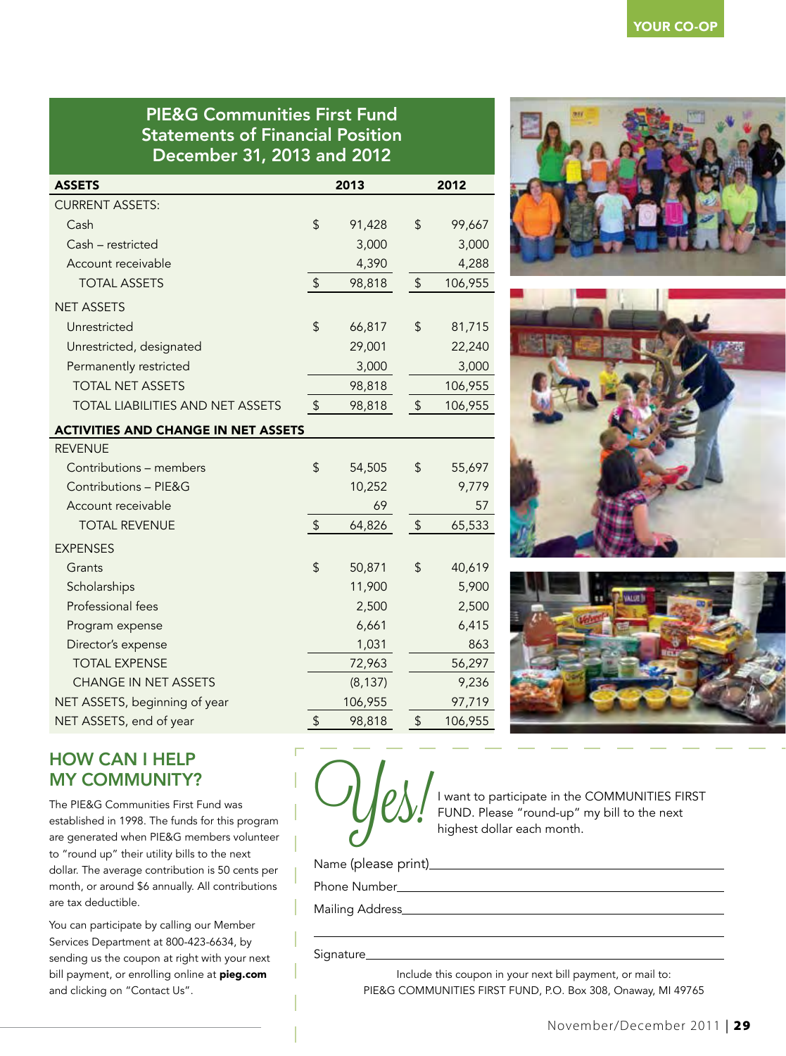## PIE&G Communities First Fund
## Statements of Financial Position
## December 31, 2013 and 2012

| ASSETS | 2013 | 2012 |
|---|---|---|
| CURRENT ASSETS: | | |
| Cash | $ 91,428 | $ 99,667 |
| Cash – restricted | 3,000 | 3,000 |
| Account receivable | 4,390 | 4,288 |
| TOTAL ASSETS | $ 98,818 | $ 106,955 |
| NET ASSETS | | |
| Unrestricted | $ 66,817 | $ 81,715 |
| Unrestricted, designated | 29,001 | 22,240 |
| Permanently restricted | 3,000 | 3,000 |
| TOTAL NET ASSETS | 98,818 | 106,955 |
| TOTAL LIABILITIES AND NET ASSETS | $ 98,818 | $ 106,955 |
| **ACTIVITIES AND CHANGE IN NET ASSETS** | | |
| REVENUE | | |
| Contributions – members | $ 54,505 | $ 55,697 |
| Contributions – PIE&G | 10,252 | 9,779 |
| Account receivable | 69 | 57 |
| TOTAL REVENUE | $ 64,826 | $ 65,533 |
| EXPENSES | | |
| Grants | $ 50,871 | $ 40,619 |
| Scholarships | 11,900 | 5,900 |
| Professional fees | 2,500 | 2,500 |
| Program expense | 6,661 | 6,415 |
| Director's expense | 1,031 | 863 |
| TOTAL EXPENSE | 72,963 | 56,297 |
| CHANGE IN NET ASSETS | (8,137) | 9,236 |
| NET ASSETS, beginning of year | 106,955 | 97,719 |
| NET ASSETS, end of year | $ 98,818 | $ 106,955 |

## HOW CAN I HELP MY COMMUNITY?

The PIE&G Communities First Fund was established in 1998. The funds for this program are generated when PIE&G members volunteer to "round up" their utility bills to the next dollar. The average contribution is 50 cents per month, or around $6 annually. All contributions are tax deductible.

You can participate by calling our Member Services Department at 800-423-6634, by sending us the coupon at right with your next bill payment, or enrolling online at **pieg.com** and clicking on "Contact Us".

*Yes!* I want to participate in the COMMUNITIES FIRST FUND. Please "round-up" my bill to the next highest dollar each month.

Name (please print)\_\_\_\_\_\_\_\_\_\_\_\_\_\_\_\_\_\_\_\_

Phone Number\_\_\_\_\_\_\_\_\_\_\_\_\_\_\_\_\_\_\_\_

Mailing Address\_\_\_\_\_\_\_\_\_\_\_\_\_\_\_\_\_\_\_\_

Signature\_\_\_\_\_\_\_\_\_\_\_\_\_\_\_\_\_\_\_\_

Include this coupon in your next bill payment, or mail to:
PIE&G COMMUNITIES FIRST FUND, P.O. Box 308, Onaway, MI 49765